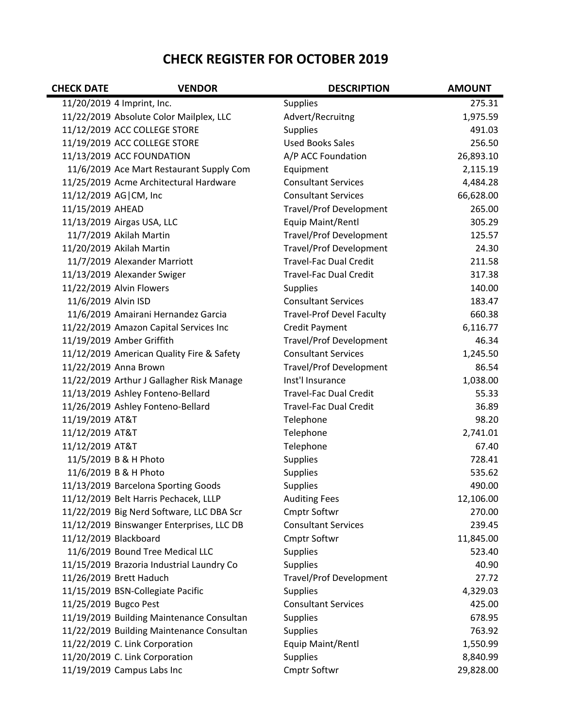# CHECK REGISTER FOR OCTOBER 2019

| CHECK DATE | VENDOR | DESCRIPTION | AMOUNT |
|---|---|---|---|
| 11/20/2019 | 4 Imprint, Inc. | Supplies | 275.31 |
| 11/22/2019 | Absolute Color Mailplex, LLC | Advert/Recruitng | 1,975.59 |
| 11/12/2019 | ACC COLLEGE STORE | Supplies | 491.03 |
| 11/19/2019 | ACC COLLEGE STORE | Used Books Sales | 256.50 |
| 11/13/2019 | ACC FOUNDATION | A/P ACC Foundation | 26,893.10 |
| 11/6/2019 | Ace Mart Restaurant Supply Com | Equipment | 2,115.19 |
| 11/25/2019 | Acme Architectural Hardware | Consultant Services | 4,484.28 |
| 11/12/2019 | AG\|CM, Inc | Consultant Services | 66,628.00 |
| 11/15/2019 | AHEAD | Travel/Prof Development | 265.00 |
| 11/13/2019 | Airgas USA, LLC | Equip Maint/Rentl | 305.29 |
| 11/7/2019 | Akilah Martin | Travel/Prof Development | 125.57 |
| 11/20/2019 | Akilah Martin | Travel/Prof Development | 24.30 |
| 11/7/2019 | Alexander Marriott | Travel-Fac Dual Credit | 211.58 |
| 11/13/2019 | Alexander Swiger | Travel-Fac Dual Credit | 317.38 |
| 11/22/2019 | Alvin Flowers | Supplies | 140.00 |
| 11/6/2019 | Alvin ISD | Consultant Services | 183.47 |
| 11/6/2019 | Amairani Hernandez Garcia | Travel-Prof Devel Faculty | 660.38 |
| 11/22/2019 | Amazon Capital Services Inc | Credit Payment | 6,116.77 |
| 11/19/2019 | Amber Griffith | Travel/Prof Development | 46.34 |
| 11/12/2019 | American Quality Fire & Safety | Consultant Services | 1,245.50 |
| 11/22/2019 | Anna Brown | Travel/Prof Development | 86.54 |
| 11/22/2019 | Arthur J Gallagher Risk Manage | Inst'l Insurance | 1,038.00 |
| 11/13/2019 | Ashley Fonteno-Bellard | Travel-Fac Dual Credit | 55.33 |
| 11/26/2019 | Ashley Fonteno-Bellard | Travel-Fac Dual Credit | 36.89 |
| 11/19/2019 | AT&T | Telephone | 98.20 |
| 11/12/2019 | AT&T | Telephone | 2,741.01 |
| 11/12/2019 | AT&T | Telephone | 67.40 |
| 11/5/2019 | B & H Photo | Supplies | 728.41 |
| 11/6/2019 | B & H Photo | Supplies | 535.62 |
| 11/13/2019 | Barcelona Sporting Goods | Supplies | 490.00 |
| 11/12/2019 | Belt Harris Pechacek, LLLP | Auditing Fees | 12,106.00 |
| 11/22/2019 | Big Nerd Software, LLC DBA Scr | Cmptr Softwr | 270.00 |
| 11/12/2019 | Binswanger Enterprises, LLC DB | Consultant Services | 239.45 |
| 11/12/2019 | Blackboard | Cmptr Softwr | 11,845.00 |
| 11/6/2019 | Bound Tree Medical LLC | Supplies | 523.40 |
| 11/15/2019 | Brazoria Industrial Laundry Co | Supplies | 40.90 |
| 11/26/2019 | Brett Haduch | Travel/Prof Development | 27.72 |
| 11/15/2019 | BSN-Collegiate Pacific | Supplies | 4,329.03 |
| 11/25/2019 | Bugco Pest | Consultant Services | 425.00 |
| 11/19/2019 | Building Maintenance Consultan | Supplies | 678.95 |
| 11/22/2019 | Building Maintenance Consultan | Supplies | 763.92 |
| 11/22/2019 | C. Link Corporation | Equip Maint/Rentl | 1,550.99 |
| 11/20/2019 | C. Link Corporation | Supplies | 8,840.99 |
| 11/19/2019 | Campus Labs Inc | Cmptr Softwr | 29,828.00 |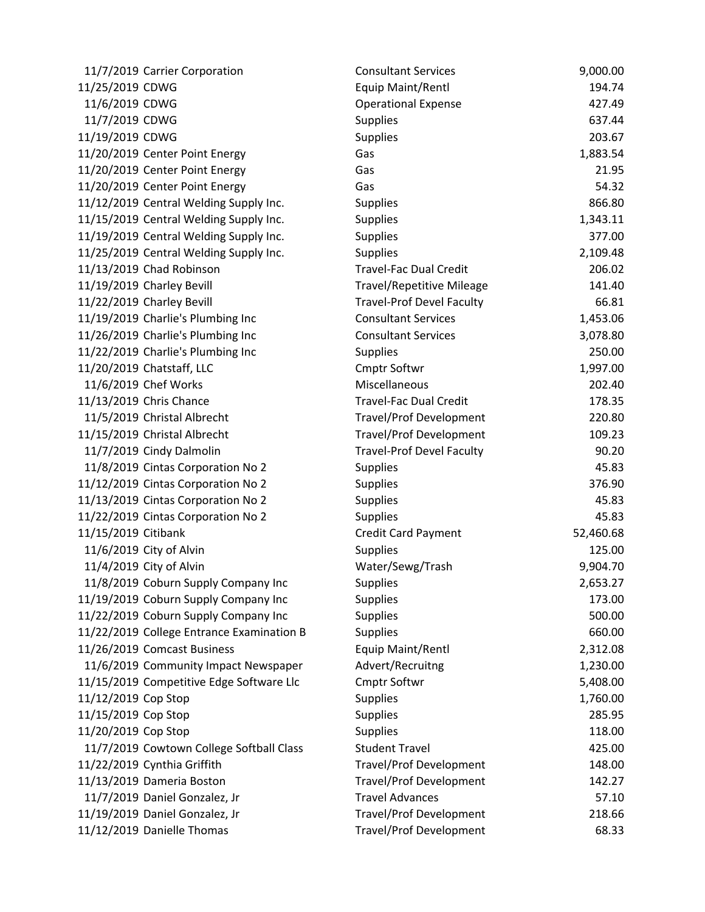| | | | |
|---|---|---|---|
| 11/7/2019 | Carrier Corporation | Consultant Services | 9,000.00 |
| 11/25/2019 | CDWG | Equip Maint/Rentl | 194.74 |
| 11/6/2019 | CDWG | Operational Expense | 427.49 |
| 11/7/2019 | CDWG | Supplies | 637.44 |
| 11/19/2019 | CDWG | Supplies | 203.67 |
| 11/20/2019 | Center Point Energy | Gas | 1,883.54 |
| 11/20/2019 | Center Point Energy | Gas | 21.95 |
| 11/20/2019 | Center Point Energy | Gas | 54.32 |
| 11/12/2019 | Central Welding Supply Inc. | Supplies | 866.80 |
| 11/15/2019 | Central Welding Supply Inc. | Supplies | 1,343.11 |
| 11/19/2019 | Central Welding Supply Inc. | Supplies | 377.00 |
| 11/25/2019 | Central Welding Supply Inc. | Supplies | 2,109.48 |
| 11/13/2019 | Chad Robinson | Travel-Fac Dual Credit | 206.02 |
| 11/19/2019 | Charley Bevill | Travel/Repetitive Mileage | 141.40 |
| 11/22/2019 | Charley Bevill | Travel-Prof Devel Faculty | 66.81 |
| 11/19/2019 | Charlie's Plumbing Inc | Consultant Services | 1,453.06 |
| 11/26/2019 | Charlie's Plumbing Inc | Consultant Services | 3,078.80 |
| 11/22/2019 | Charlie's Plumbing Inc | Supplies | 250.00 |
| 11/20/2019 | Chatstaff, LLC | Cmptr Softwr | 1,997.00 |
| 11/6/2019 | Chef Works | Miscellaneous | 202.40 |
| 11/13/2019 | Chris Chance | Travel-Fac Dual Credit | 178.35 |
| 11/5/2019 | Christal Albrecht | Travel/Prof Development | 220.80 |
| 11/15/2019 | Christal Albrecht | Travel/Prof Development | 109.23 |
| 11/7/2019 | Cindy Dalmolin | Travel-Prof Devel Faculty | 90.20 |
| 11/8/2019 | Cintas Corporation No 2 | Supplies | 45.83 |
| 11/12/2019 | Cintas Corporation No 2 | Supplies | 376.90 |
| 11/13/2019 | Cintas Corporation No 2 | Supplies | 45.83 |
| 11/22/2019 | Cintas Corporation No 2 | Supplies | 45.83 |
| 11/15/2019 | Citibank | Credit Card Payment | 52,460.68 |
| 11/6/2019 | City of Alvin | Supplies | 125.00 |
| 11/4/2019 | City of Alvin | Water/Sewg/Trash | 9,904.70 |
| 11/8/2019 | Coburn Supply Company Inc | Supplies | 2,653.27 |
| 11/19/2019 | Coburn Supply Company Inc | Supplies | 173.00 |
| 11/22/2019 | Coburn Supply Company Inc | Supplies | 500.00 |
| 11/22/2019 | College Entrance Examination B | Supplies | 660.00 |
| 11/26/2019 | Comcast Business | Equip Maint/Rentl | 2,312.08 |
| 11/6/2019 | Community Impact Newspaper | Advert/Recruitng | 1,230.00 |
| 11/15/2019 | Competitive Edge Software Llc | Cmptr Softwr | 5,408.00 |
| 11/12/2019 | Cop Stop | Supplies | 1,760.00 |
| 11/15/2019 | Cop Stop | Supplies | 285.95 |
| 11/20/2019 | Cop Stop | Supplies | 118.00 |
| 11/7/2019 | Cowtown College Softball Class | Student Travel | 425.00 |
| 11/22/2019 | Cynthia Griffith | Travel/Prof Development | 148.00 |
| 11/13/2019 | Dameria Boston | Travel/Prof Development | 142.27 |
| 11/7/2019 | Daniel Gonzalez, Jr | Travel Advances | 57.10 |
| 11/19/2019 | Daniel Gonzalez, Jr | Travel/Prof Development | 218.66 |
| 11/12/2019 | Danielle Thomas | Travel/Prof Development | 68.33 |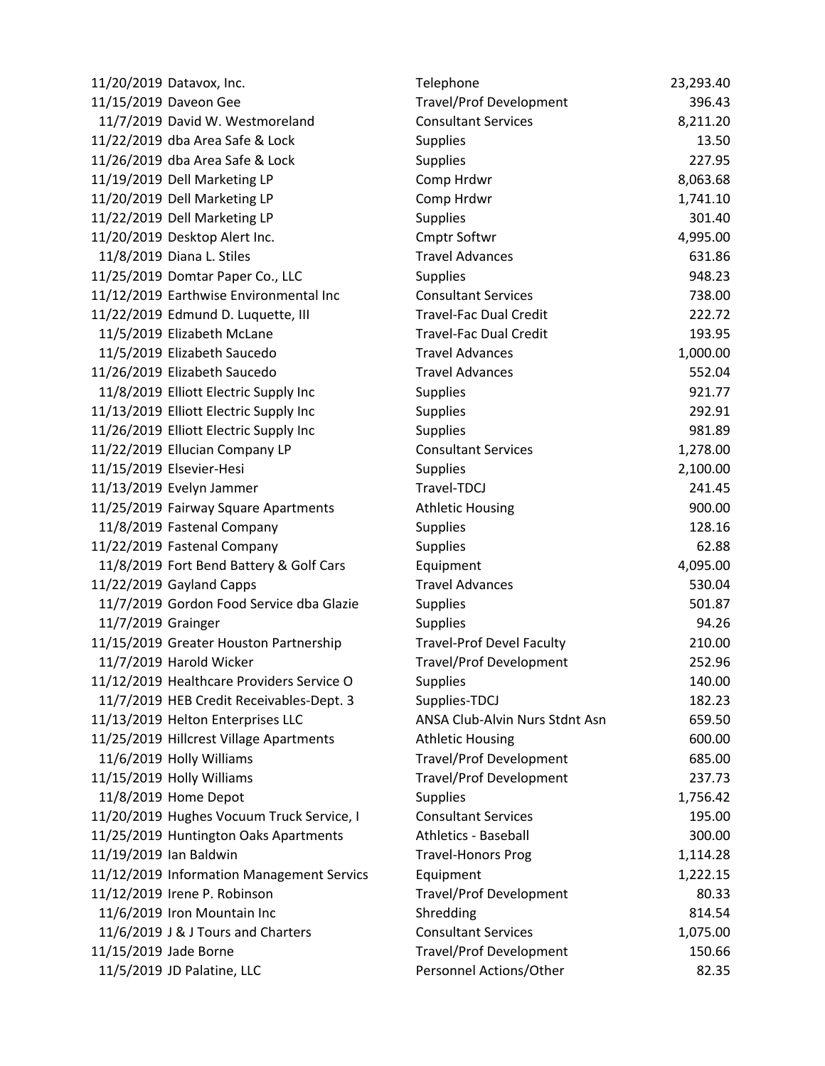| | | | |
|---|---|---|---|
| 11/20/2019 | Datavox, Inc. | Telephone | 23,293.40 |
| 11/15/2019 | Daveon Gee | Travel/Prof Development | 396.43 |
| 11/7/2019 | David W. Westmoreland | Consultant Services | 8,211.20 |
| 11/22/2019 | dba Area Safe & Lock | Supplies | 13.50 |
| 11/26/2019 | dba Area Safe & Lock | Supplies | 227.95 |
| 11/19/2019 | Dell Marketing LP | Comp Hrdwr | 8,063.68 |
| 11/20/2019 | Dell Marketing LP | Comp Hrdwr | 1,741.10 |
| 11/22/2019 | Dell Marketing LP | Supplies | 301.40 |
| 11/20/2019 | Desktop Alert Inc. | Cmptr Softwr | 4,995.00 |
| 11/8/2019 | Diana L. Stiles | Travel Advances | 631.86 |
| 11/25/2019 | Domtar Paper Co., LLC | Supplies | 948.23 |
| 11/12/2019 | Earthwise Environmental Inc | Consultant Services | 738.00 |
| 11/22/2019 | Edmund D. Luquette, III | Travel-Fac Dual Credit | 222.72 |
| 11/5/2019 | Elizabeth McLane | Travel-Fac Dual Credit | 193.95 |
| 11/5/2019 | Elizabeth Saucedo | Travel Advances | 1,000.00 |
| 11/26/2019 | Elizabeth Saucedo | Travel Advances | 552.04 |
| 11/8/2019 | Elliott Electric Supply Inc | Supplies | 921.77 |
| 11/13/2019 | Elliott Electric Supply Inc | Supplies | 292.91 |
| 11/26/2019 | Elliott Electric Supply Inc | Supplies | 981.89 |
| 11/22/2019 | Ellucian Company LP | Consultant Services | 1,278.00 |
| 11/15/2019 | Elsevier-Hesi | Supplies | 2,100.00 |
| 11/13/2019 | Evelyn Jammer | Travel-TDCJ | 241.45 |
| 11/25/2019 | Fairway Square Apartments | Athletic Housing | 900.00 |
| 11/8/2019 | Fastenal Company | Supplies | 128.16 |
| 11/22/2019 | Fastenal Company | Supplies | 62.88 |
| 11/8/2019 | Fort Bend Battery & Golf Cars | Equipment | 4,095.00 |
| 11/22/2019 | Gayland Capps | Travel Advances | 530.04 |
| 11/7/2019 | Gordon Food Service dba Glazie | Supplies | 501.87 |
| 11/7/2019 | Grainger | Supplies | 94.26 |
| 11/15/2019 | Greater Houston Partnership | Travel-Prof Devel Faculty | 210.00 |
| 11/7/2019 | Harold Wicker | Travel/Prof Development | 252.96 |
| 11/12/2019 | Healthcare Providers Service O | Supplies | 140.00 |
| 11/7/2019 | HEB Credit Receivables-Dept. 3 | Supplies-TDCJ | 182.23 |
| 11/13/2019 | Helton Enterprises LLC | ANSA Club-Alvin Nurs Stdnt Asn | 659.50 |
| 11/25/2019 | Hillcrest Village Apartments | Athletic Housing | 600.00 |
| 11/6/2019 | Holly Williams | Travel/Prof Development | 685.00 |
| 11/15/2019 | Holly Williams | Travel/Prof Development | 237.73 |
| 11/8/2019 | Home Depot | Supplies | 1,756.42 |
| 11/20/2019 | Hughes Vocuum Truck Service, I | Consultant Services | 195.00 |
| 11/25/2019 | Huntington Oaks Apartments | Athletics - Baseball | 300.00 |
| 11/19/2019 | Ian Baldwin | Travel-Honors Prog | 1,114.28 |
| 11/12/2019 | Information Management Servics | Equipment | 1,222.15 |
| 11/12/2019 | Irene P. Robinson | Travel/Prof Development | 80.33 |
| 11/6/2019 | Iron Mountain Inc | Shredding | 814.54 |
| 11/6/2019 | J & J Tours and Charters | Consultant Services | 1,075.00 |
| 11/15/2019 | Jade Borne | Travel/Prof Development | 150.66 |
| 11/5/2019 | JD Palatine, LLC | Personnel Actions/Other | 82.35 |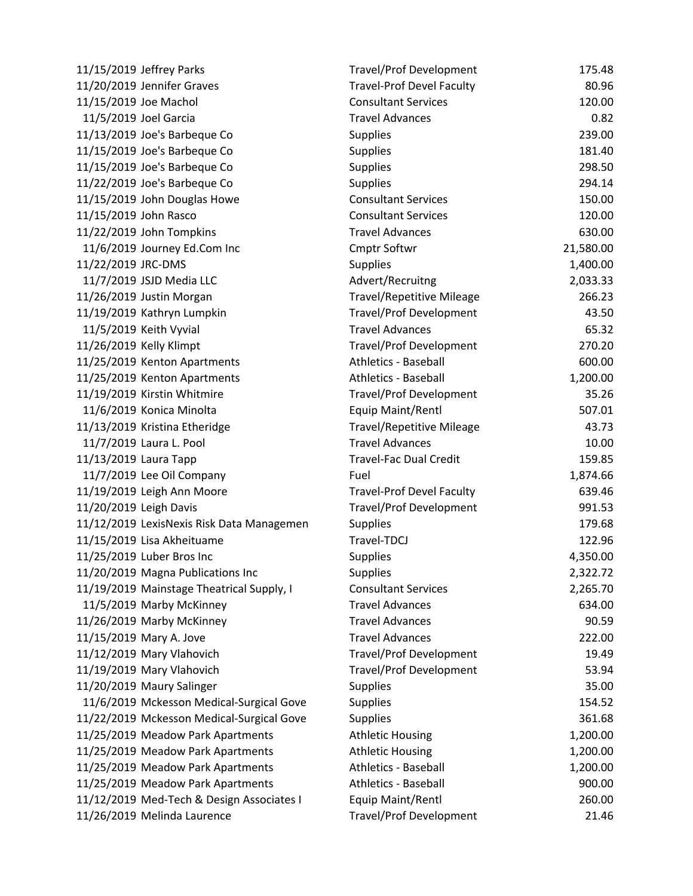| | | | |
|---|---|---|---|
| 11/15/2019 | Jeffrey Parks | Travel/Prof Development | 175.48 |
| 11/20/2019 | Jennifer Graves | Travel-Prof Devel Faculty | 80.96 |
| 11/15/2019 | Joe Machol | Consultant Services | 120.00 |
| 11/5/2019 | Joel Garcia | Travel Advances | 0.82 |
| 11/13/2019 | Joe's Barbeque Co | Supplies | 239.00 |
| 11/15/2019 | Joe's Barbeque Co | Supplies | 181.40 |
| 11/15/2019 | Joe's Barbeque Co | Supplies | 298.50 |
| 11/22/2019 | Joe's Barbeque Co | Supplies | 294.14 |
| 11/15/2019 | John Douglas Howe | Consultant Services | 150.00 |
| 11/15/2019 | John Rasco | Consultant Services | 120.00 |
| 11/22/2019 | John Tompkins | Travel Advances | 630.00 |
| 11/6/2019 | Journey Ed.Com Inc | Cmptr Softwr | 21,580.00 |
| 11/22/2019 | JRC-DMS | Supplies | 1,400.00 |
| 11/7/2019 | JSJD Media LLC | Advert/Recruitng | 2,033.33 |
| 11/26/2019 | Justin Morgan | Travel/Repetitive Mileage | 266.23 |
| 11/19/2019 | Kathryn Lumpkin | Travel/Prof Development | 43.50 |
| 11/5/2019 | Keith Vyvial | Travel Advances | 65.32 |
| 11/26/2019 | Kelly Klimpt | Travel/Prof Development | 270.20 |
| 11/25/2019 | Kenton Apartments | Athletics - Baseball | 600.00 |
| 11/25/2019 | Kenton Apartments | Athletics - Baseball | 1,200.00 |
| 11/19/2019 | Kirstin Whitmire | Travel/Prof Development | 35.26 |
| 11/6/2019 | Konica Minolta | Equip Maint/Rentl | 507.01 |
| 11/13/2019 | Kristina Etheridge | Travel/Repetitive Mileage | 43.73 |
| 11/7/2019 | Laura L. Pool | Travel Advances | 10.00 |
| 11/13/2019 | Laura Tapp | Travel-Fac Dual Credit | 159.85 |
| 11/7/2019 | Lee Oil Company | Fuel | 1,874.66 |
| 11/19/2019 | Leigh Ann Moore | Travel-Prof Devel Faculty | 639.46 |
| 11/20/2019 | Leigh Davis | Travel/Prof Development | 991.53 |
| 11/12/2019 | LexisNexis Risk Data Managemen | Supplies | 179.68 |
| 11/15/2019 | Lisa Akheituame | Travel-TDCJ | 122.96 |
| 11/25/2019 | Luber Bros Inc | Supplies | 4,350.00 |
| 11/20/2019 | Magna Publications Inc | Supplies | 2,322.72 |
| 11/19/2019 | Mainstage Theatrical Supply, I | Consultant Services | 2,265.70 |
| 11/5/2019 | Marby McKinney | Travel Advances | 634.00 |
| 11/26/2019 | Marby McKinney | Travel Advances | 90.59 |
| 11/15/2019 | Mary A. Jove | Travel Advances | 222.00 |
| 11/12/2019 | Mary Vlahovich | Travel/Prof Development | 19.49 |
| 11/19/2019 | Mary Vlahovich | Travel/Prof Development | 53.94 |
| 11/20/2019 | Maury Salinger | Supplies | 35.00 |
| 11/6/2019 | Mckesson Medical-Surgical Gove | Supplies | 154.52 |
| 11/22/2019 | Mckesson Medical-Surgical Gove | Supplies | 361.68 |
| 11/25/2019 | Meadow Park Apartments | Athletic Housing | 1,200.00 |
| 11/25/2019 | Meadow Park Apartments | Athletic Housing | 1,200.00 |
| 11/25/2019 | Meadow Park Apartments | Athletics - Baseball | 1,200.00 |
| 11/25/2019 | Meadow Park Apartments | Athletics - Baseball | 900.00 |
| 11/12/2019 | Med-Tech & Design Associates I | Equip Maint/Rentl | 260.00 |
| 11/26/2019 | Melinda Laurence | Travel/Prof Development | 21.46 |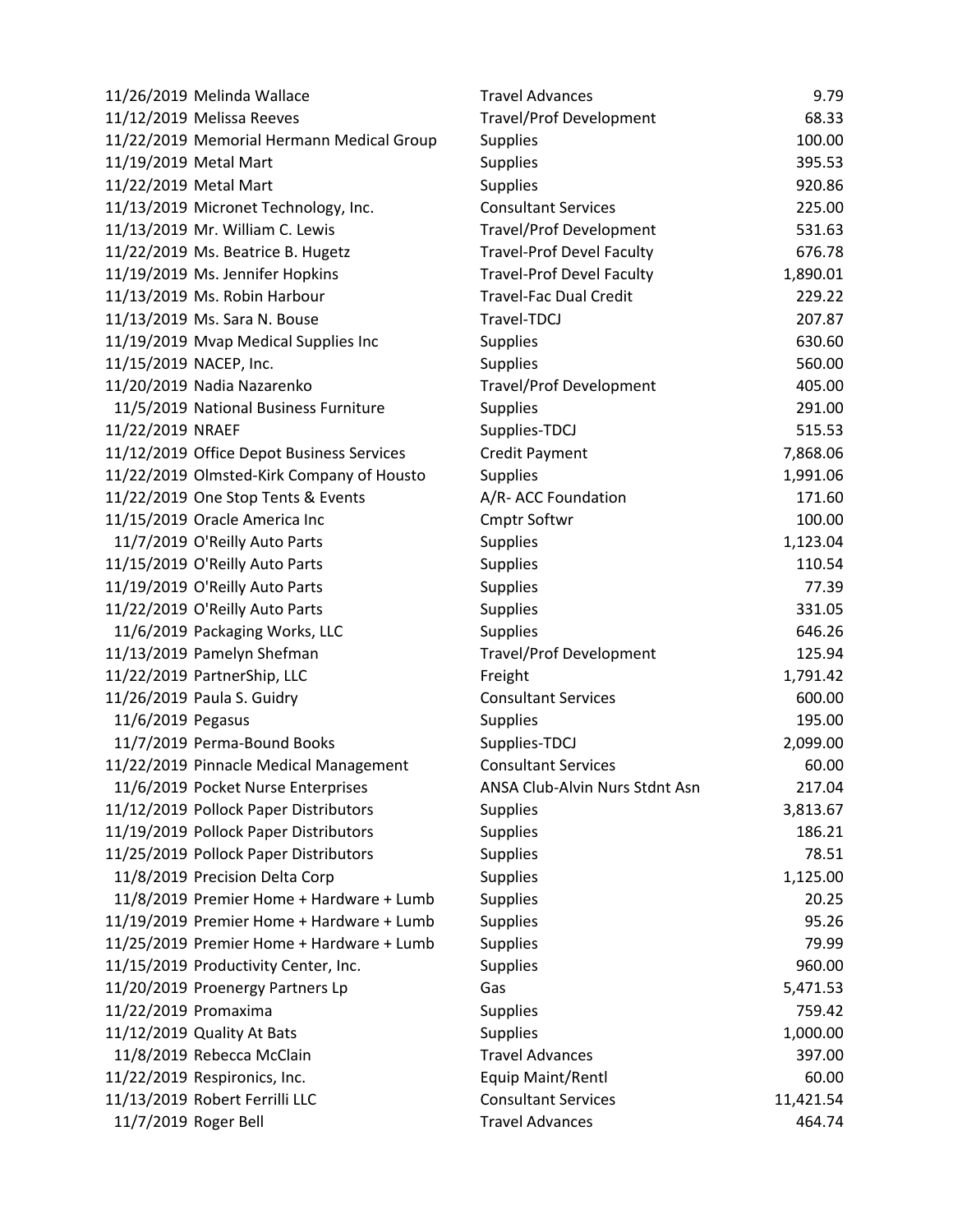| | | | |
|---|---|---|---|
| 11/26/2019 | Melinda Wallace | Travel Advances | 9.79 |
| 11/12/2019 | Melissa Reeves | Travel/Prof Development | 68.33 |
| 11/22/2019 | Memorial Hermann Medical Group | Supplies | 100.00 |
| 11/19/2019 | Metal Mart | Supplies | 395.53 |
| 11/22/2019 | Metal Mart | Supplies | 920.86 |
| 11/13/2019 | Micronet Technology, Inc. | Consultant Services | 225.00 |
| 11/13/2019 | Mr. William C. Lewis | Travel/Prof Development | 531.63 |
| 11/22/2019 | Ms. Beatrice B. Hugetz | Travel-Prof Devel Faculty | 676.78 |
| 11/19/2019 | Ms. Jennifer Hopkins | Travel-Prof Devel Faculty | 1,890.01 |
| 11/13/2019 | Ms. Robin Harbour | Travel-Fac Dual Credit | 229.22 |
| 11/13/2019 | Ms. Sara N. Bouse | Travel-TDCJ | 207.87 |
| 11/19/2019 | Mvap Medical Supplies Inc | Supplies | 630.60 |
| 11/15/2019 | NACEP, Inc. | Supplies | 560.00 |
| 11/20/2019 | Nadia Nazarenko | Travel/Prof Development | 405.00 |
| 11/5/2019 | National Business Furniture | Supplies | 291.00 |
| 11/22/2019 | NRAEF | Supplies-TDCJ | 515.53 |
| 11/12/2019 | Office Depot Business Services | Credit Payment | 7,868.06 |
| 11/22/2019 | Olmsted-Kirk Company of Housto | Supplies | 1,991.06 |
| 11/22/2019 | One Stop Tents & Events | A/R- ACC Foundation | 171.60 |
| 11/15/2019 | Oracle America Inc | Cmptr Softwr | 100.00 |
| 11/7/2019 | O'Reilly Auto Parts | Supplies | 1,123.04 |
| 11/15/2019 | O'Reilly Auto Parts | Supplies | 110.54 |
| 11/19/2019 | O'Reilly Auto Parts | Supplies | 77.39 |
| 11/22/2019 | O'Reilly Auto Parts | Supplies | 331.05 |
| 11/6/2019 | Packaging Works, LLC | Supplies | 646.26 |
| 11/13/2019 | Pamelyn Shefman | Travel/Prof Development | 125.94 |
| 11/22/2019 | PartnerShip, LLC | Freight | 1,791.42 |
| 11/26/2019 | Paula S. Guidry | Consultant Services | 600.00 |
| 11/6/2019 | Pegasus | Supplies | 195.00 |
| 11/7/2019 | Perma-Bound Books | Supplies-TDCJ | 2,099.00 |
| 11/22/2019 | Pinnacle Medical Management | Consultant Services | 60.00 |
| 11/6/2019 | Pocket Nurse Enterprises | ANSA Club-Alvin Nurs Stdnt Asn | 217.04 |
| 11/12/2019 | Pollock Paper Distributors | Supplies | 3,813.67 |
| 11/19/2019 | Pollock Paper Distributors | Supplies | 186.21 |
| 11/25/2019 | Pollock Paper Distributors | Supplies | 78.51 |
| 11/8/2019 | Precision Delta Corp | Supplies | 1,125.00 |
| 11/8/2019 | Premier Home + Hardware + Lumb | Supplies | 20.25 |
| 11/19/2019 | Premier Home + Hardware + Lumb | Supplies | 95.26 |
| 11/25/2019 | Premier Home + Hardware + Lumb | Supplies | 79.99 |
| 11/15/2019 | Productivity Center, Inc. | Supplies | 960.00 |
| 11/20/2019 | Proenergy Partners Lp | Gas | 5,471.53 |
| 11/22/2019 | Promaxima | Supplies | 759.42 |
| 11/12/2019 | Quality At Bats | Supplies | 1,000.00 |
| 11/8/2019 | Rebecca McClain | Travel Advances | 397.00 |
| 11/22/2019 | Respironics, Inc. | Equip Maint/Rentl | 60.00 |
| 11/13/2019 | Robert Ferrilli LLC | Consultant Services | 11,421.54 |
| 11/7/2019 | Roger Bell | Travel Advances | 464.74 |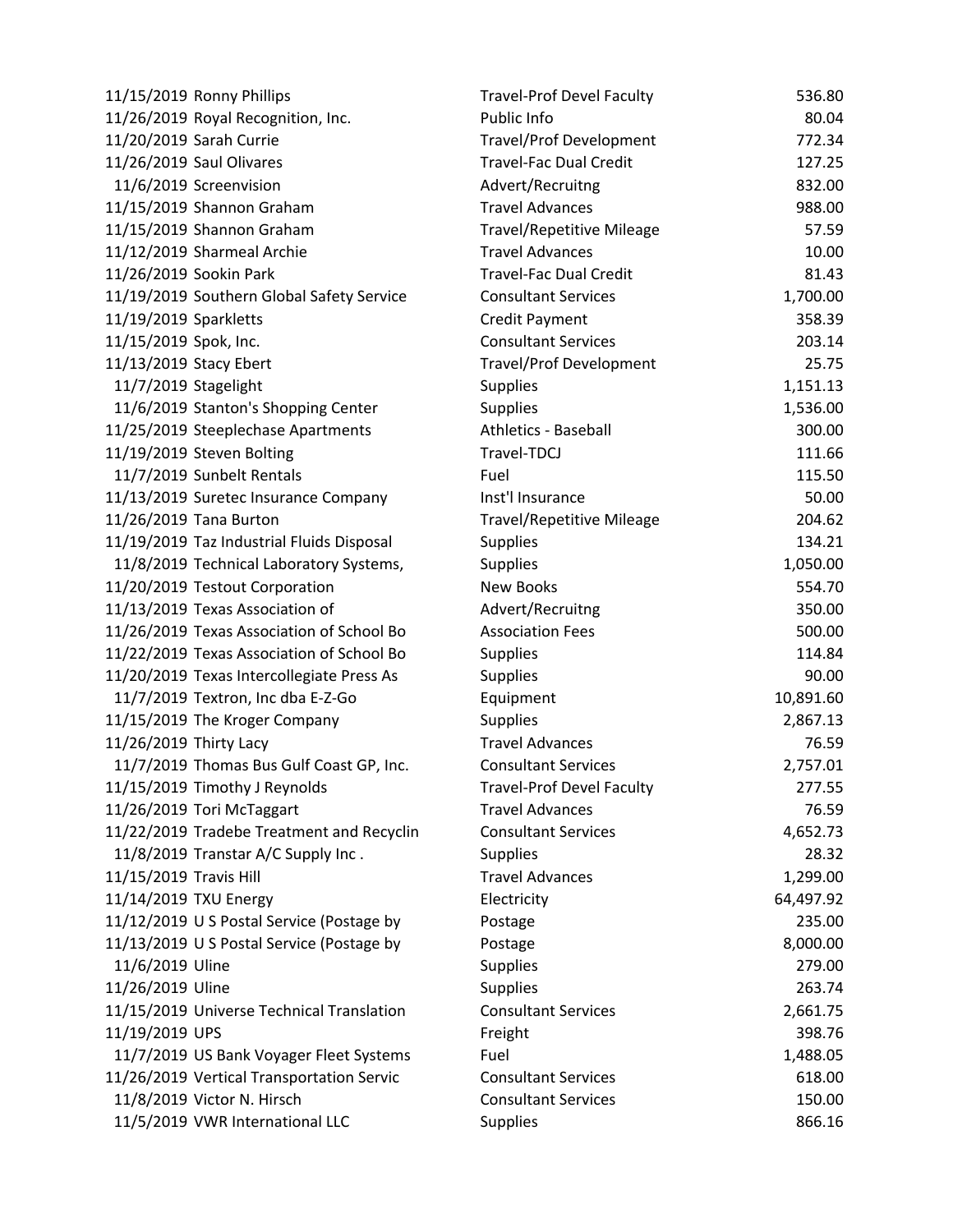| | | | |
|---|---|---|---|
| 11/15/2019 | Ronny Phillips | Travel-Prof Devel Faculty | 536.80 |
| 11/26/2019 | Royal Recognition, Inc. | Public Info | 80.04 |
| 11/20/2019 | Sarah Currie | Travel/Prof Development | 772.34 |
| 11/26/2019 | Saul Olivares | Travel-Fac Dual Credit | 127.25 |
| 11/6/2019 | Screenvision | Advert/Recruitng | 832.00 |
| 11/15/2019 | Shannon Graham | Travel Advances | 988.00 |
| 11/15/2019 | Shannon Graham | Travel/Repetitive Mileage | 57.59 |
| 11/12/2019 | Sharmeal Archie | Travel Advances | 10.00 |
| 11/26/2019 | Sookin Park | Travel-Fac Dual Credit | 81.43 |
| 11/19/2019 | Southern Global Safety Service | Consultant Services | 1,700.00 |
| 11/19/2019 | Sparkletts | Credit Payment | 358.39 |
| 11/15/2019 | Spok, Inc. | Consultant Services | 203.14 |
| 11/13/2019 | Stacy Ebert | Travel/Prof Development | 25.75 |
| 11/7/2019 | Stagelight | Supplies | 1,151.13 |
| 11/6/2019 | Stanton's Shopping Center | Supplies | 1,536.00 |
| 11/25/2019 | Steeplechase Apartments | Athletics - Baseball | 300.00 |
| 11/19/2019 | Steven Bolting | Travel-TDCJ | 111.66 |
| 11/7/2019 | Sunbelt Rentals | Fuel | 115.50 |
| 11/13/2019 | Suretec Insurance Company | Inst'l Insurance | 50.00 |
| 11/26/2019 | Tana Burton | Travel/Repetitive Mileage | 204.62 |
| 11/19/2019 | Taz Industrial Fluids Disposal | Supplies | 134.21 |
| 11/8/2019 | Technical Laboratory Systems, | Supplies | 1,050.00 |
| 11/20/2019 | Testout Corporation | New Books | 554.70 |
| 11/13/2019 | Texas Association of | Advert/Recruitng | 350.00 |
| 11/26/2019 | Texas Association of School Bo | Association Fees | 500.00 |
| 11/22/2019 | Texas Association of School Bo | Supplies | 114.84 |
| 11/20/2019 | Texas Intercollegiate Press As | Supplies | 90.00 |
| 11/7/2019 | Textron, Inc dba E-Z-Go | Equipment | 10,891.60 |
| 11/15/2019 | The Kroger Company | Supplies | 2,867.13 |
| 11/26/2019 | Thirty Lacy | Travel Advances | 76.59 |
| 11/7/2019 | Thomas Bus Gulf Coast GP, Inc. | Consultant Services | 2,757.01 |
| 11/15/2019 | Timothy J Reynolds | Travel-Prof Devel Faculty | 277.55 |
| 11/26/2019 | Tori McTaggart | Travel Advances | 76.59 |
| 11/22/2019 | Tradebe Treatment and Recyclin | Consultant Services | 4,652.73 |
| 11/8/2019 | Transtar A/C Supply Inc . | Supplies | 28.32 |
| 11/15/2019 | Travis Hill | Travel Advances | 1,299.00 |
| 11/14/2019 | TXU Energy | Electricity | 64,497.92 |
| 11/12/2019 | U S Postal Service (Postage by | Postage | 235.00 |
| 11/13/2019 | U S Postal Service (Postage by | Postage | 8,000.00 |
| 11/6/2019 | Uline | Supplies | 279.00 |
| 11/26/2019 | Uline | Supplies | 263.74 |
| 11/15/2019 | Universe Technical Translation | Consultant Services | 2,661.75 |
| 11/19/2019 | UPS | Freight | 398.76 |
| 11/7/2019 | US Bank Voyager Fleet Systems | Fuel | 1,488.05 |
| 11/26/2019 | Vertical Transportation Servic | Consultant Services | 618.00 |
| 11/8/2019 | Victor N. Hirsch | Consultant Services | 150.00 |
| 11/5/2019 | VWR International LLC | Supplies | 866.16 |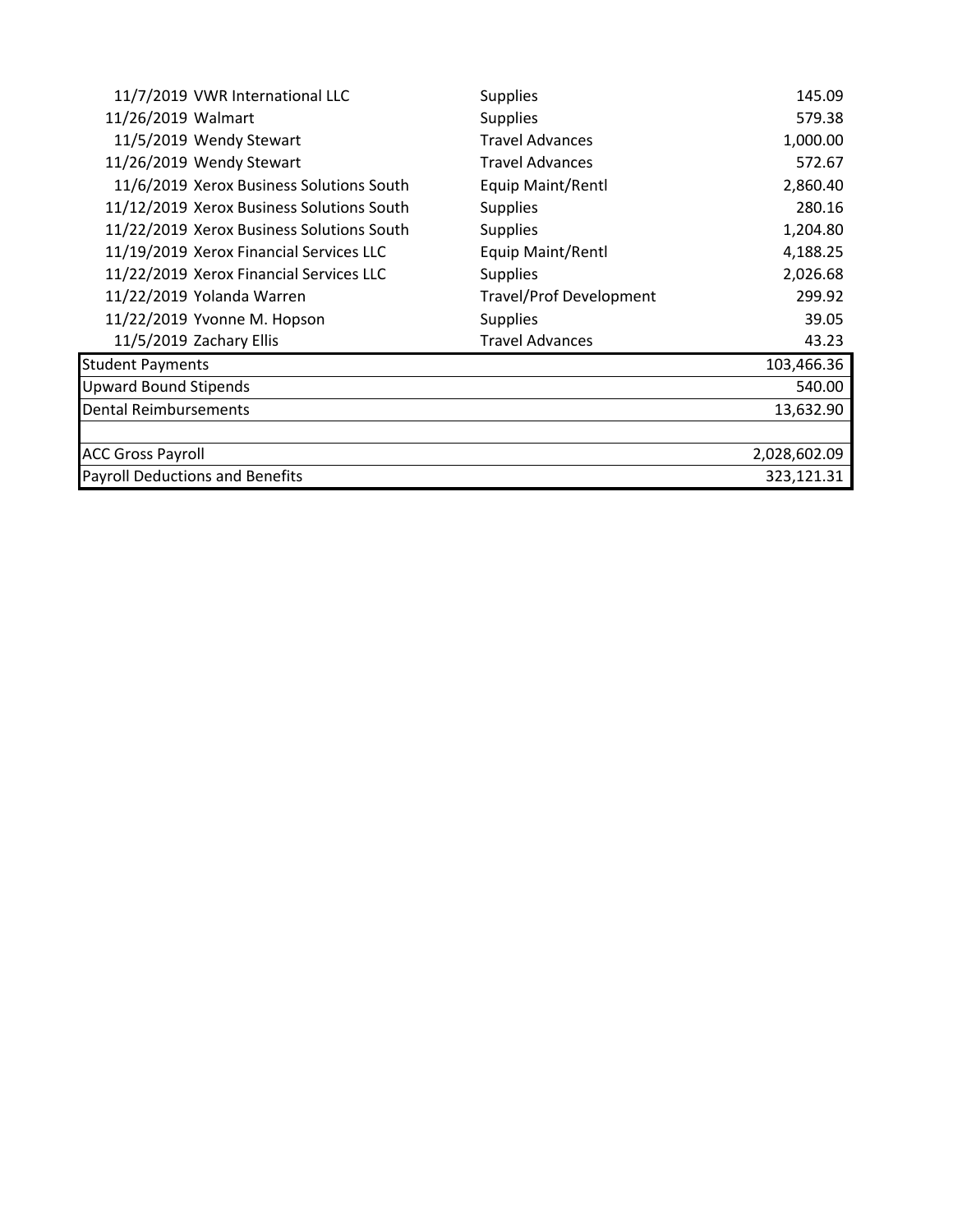| | | | |
|---|---|---|---|
| 11/7/2019 | VWR International LLC | Supplies | 145.09 |
| 11/26/2019 | Walmart | Supplies | 579.38 |
| 11/5/2019 | Wendy Stewart | Travel Advances | 1,000.00 |
| 11/26/2019 | Wendy Stewart | Travel Advances | 572.67 |
| 11/6/2019 | Xerox Business Solutions South | Equip Maint/Rentl | 2,860.40 |
| 11/12/2019 | Xerox Business Solutions South | Supplies | 280.16 |
| 11/22/2019 | Xerox Business Solutions South | Supplies | 1,204.80 |
| 11/19/2019 | Xerox Financial Services LLC | Equip Maint/Rentl | 4,188.25 |
| 11/22/2019 | Xerox Financial Services LLC | Supplies | 2,026.68 |
| 11/22/2019 | Yolanda Warren | Travel/Prof Development | 299.92 |
| 11/22/2019 | Yvonne M. Hopson | Supplies | 39.05 |
| 11/5/2019 | Zachary Ellis | Travel Advances | 43.23 |
| Student Payments | | | 103,466.36 |
| Upward Bound Stipends | | | 540.00 |
| Dental Reimbursements | | | 13,632.90 |
| | | | |
| ACC Gross Payroll | | | 2,028,602.09 |
| Payroll Deductions and Benefits | | | 323,121.31 |